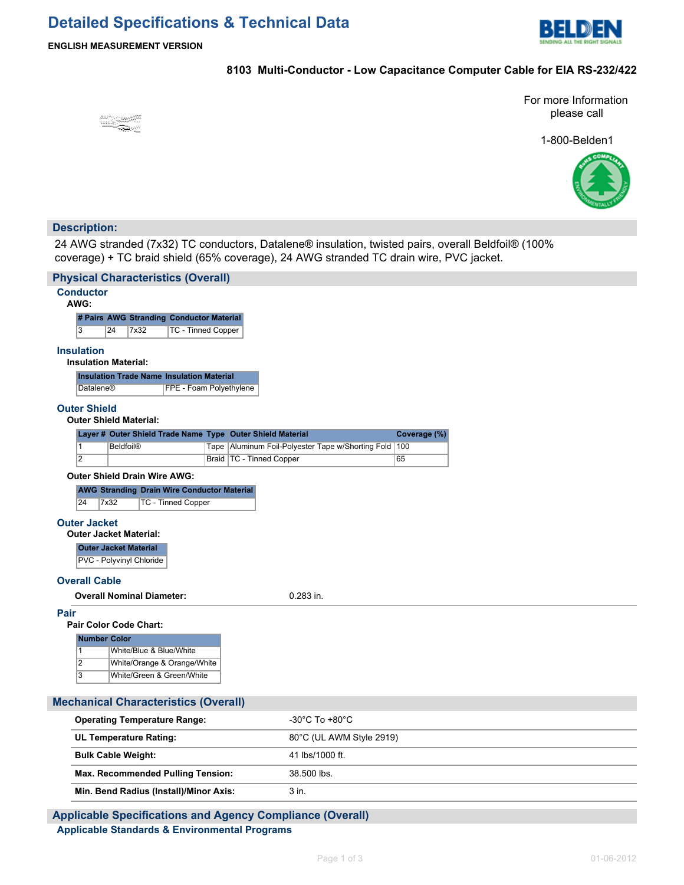# Detailed Specifications & Technical Data

**ENGLISH MEASUREMENT VERSION**

**8103 Multi-Conductor - Low Capacitance Computer Cable for EIA RS-232/422**

For more Information please call

1-800-Belden1

## Description:

24 AWG stranded (7x32) TC conductors, Datalene® insulation, twisted pairs, overall Beldfoil® (100% coverage) + TC braid shield (65% coverage), 24 AWG stranded TC drain wire, PVC jacket.

## Physical Characteristics (Overall)

### Conductor

**AWG:**

| # Pairs | AWG | Stranding | Conductor Material |
|---|---|---|---|
| 3 | 24 | 7x32 | TC - Tinned Copper |

### Insulation

**Insulation Material:**

| Insulation Trade Name | Insulation Material |
|---|---|
| Datalene® | FPE - Foam Polyethylene |

### Outer Shield

**Outer Shield Material:**

| Layer # | Outer Shield Trade Name | Type | Outer Shield Material | Coverage (%) |
|---|---|---|---|---|
| 1 | Beldfoil® | Tape | Aluminum Foil-Polyester Tape w/Shorting Fold | 100 |
| 2 | | Braid | TC - Tinned Copper | 65 |

**Outer Shield Drain Wire AWG:**

| AWG | Stranding | Drain Wire Conductor Material |
|---|---|---|
| 24 | 7x32 | TC - Tinned Copper |

### Outer Jacket

**Outer Jacket Material:**

| Outer Jacket Material |
|---|
| PVC - Polyvinyl Chloride |

### Overall Cable

| | |
|---|---|
| **Overall Nominal Diameter:** | 0.283 in. |

### Pair

**Pair Color Code Chart:**

| Number | Color |
|---|---|
| 1 | White/Blue & Blue/White |
| 2 | White/Orange & Orange/White |
| 3 | White/Green & Green/White |

## Mechanical Characteristics (Overall)

| | |
|---|---|
| **Operating Temperature Range:** | -30°C To +80°C |
| **UL Temperature Rating:** | 80°C (UL AWM Style 2919) |
| **Bulk Cable Weight:** | 41 lbs/1000 ft. |
| **Max. Recommended Pulling Tension:** | 38.500 lbs. |
| **Min. Bend Radius (Install)/Minor Axis:** | 3 in. |

## Applicable Specifications and Agency Compliance (Overall)

### Applicable Standards & Environmental Programs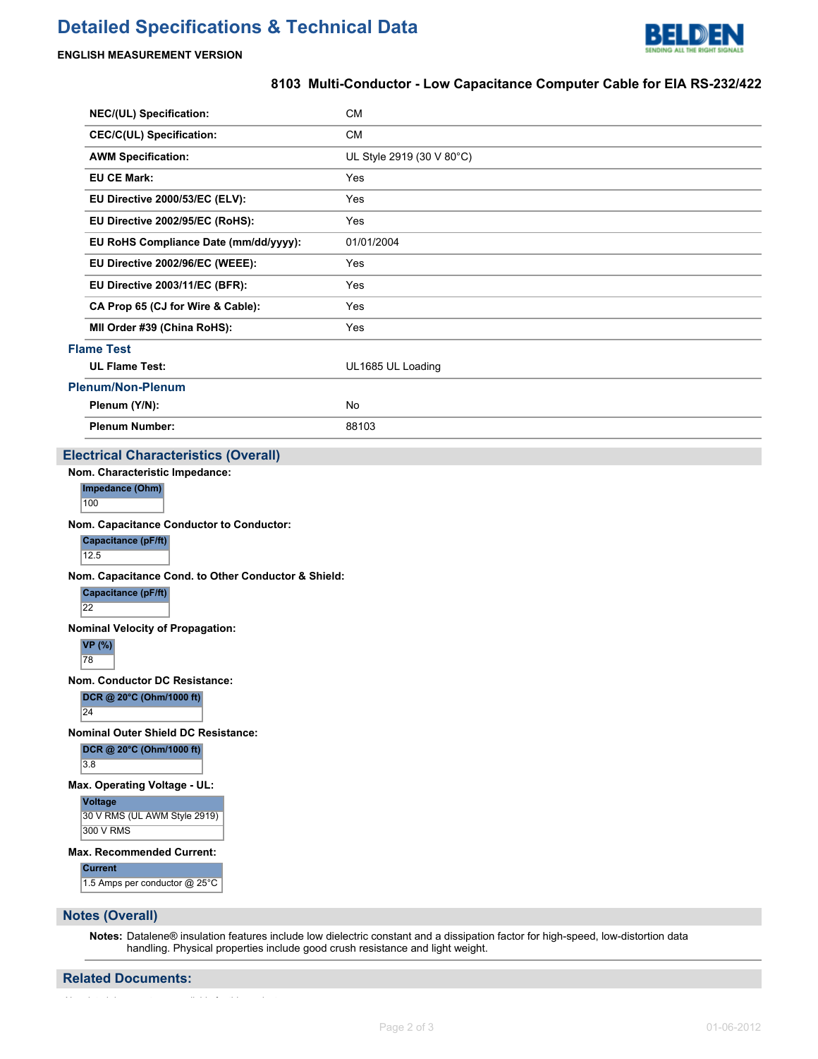# Detailed Specifications & Technical Data

**ENGLISH MEASUREMENT VERSION**

### 8103 Multi-Conductor - Low Capacitance Computer Cable for EIA RS-232/422

| | |
|---|---|
| **NEC/(UL) Specification:** | CM |
| **CEC/C(UL) Specification:** | CM |
| **AWM Specification:** | UL Style 2919 (30 V 80°C) |
| **EU CE Mark:** | Yes |
| **EU Directive 2000/53/EC (ELV):** | Yes |
| **EU Directive 2002/95/EC (RoHS):** | Yes |
| **EU RoHS Compliance Date (mm/dd/yyyy):** | 01/01/2004 |
| **EU Directive 2002/96/EC (WEEE):** | Yes |
| **EU Directive 2003/11/EC (BFR):** | Yes |
| **CA Prop 65 (CJ for Wire & Cable):** | Yes |
| **MII Order #39 (China RoHS):** | Yes |

#### Flame Test

| | |
|---|---|
| **UL Flame Test:** | UL1685 UL Loading |

#### Plenum/Non-Plenum

| | |
|---|---|
| **Plenum (Y/N):** | No |
| **Plenum Number:** | 88103 |

## Electrical Characteristics (Overall)

**Nom. Characteristic Impedance:**

| Impedance (Ohm) |
|---|
| 100 |

**Nom. Capacitance Conductor to Conductor:**

| Capacitance (pF/ft) |
|---|
| 12.5 |

**Nom. Capacitance Cond. to Other Conductor & Shield:**

| Capacitance (pF/ft) |
|---|
| 22 |

**Nominal Velocity of Propagation:**

| VP (%) |
|---|
| 78 |

**Nom. Conductor DC Resistance:**

| DCR @ 20°C (Ohm/1000 ft) |
|---|
| 24 |

**Nominal Outer Shield DC Resistance:**

| DCR @ 20°C (Ohm/1000 ft) |
|---|
| 3.8 |

**Max. Operating Voltage - UL:**

| Voltage |
|---|
| 30 V RMS (UL AWM Style 2919) |
| 300 V RMS |

**Max. Recommended Current:**

| Current |
|---|
| 1.5 Amps per conductor @ 25°C |

## Notes (Overall)

**Notes:** Datalene® insulation features include low dielectric constant and a dissipation factor for high-speed, low-distortion data handling. Physical properties include good crush resistance and light weight.

## Related Documents: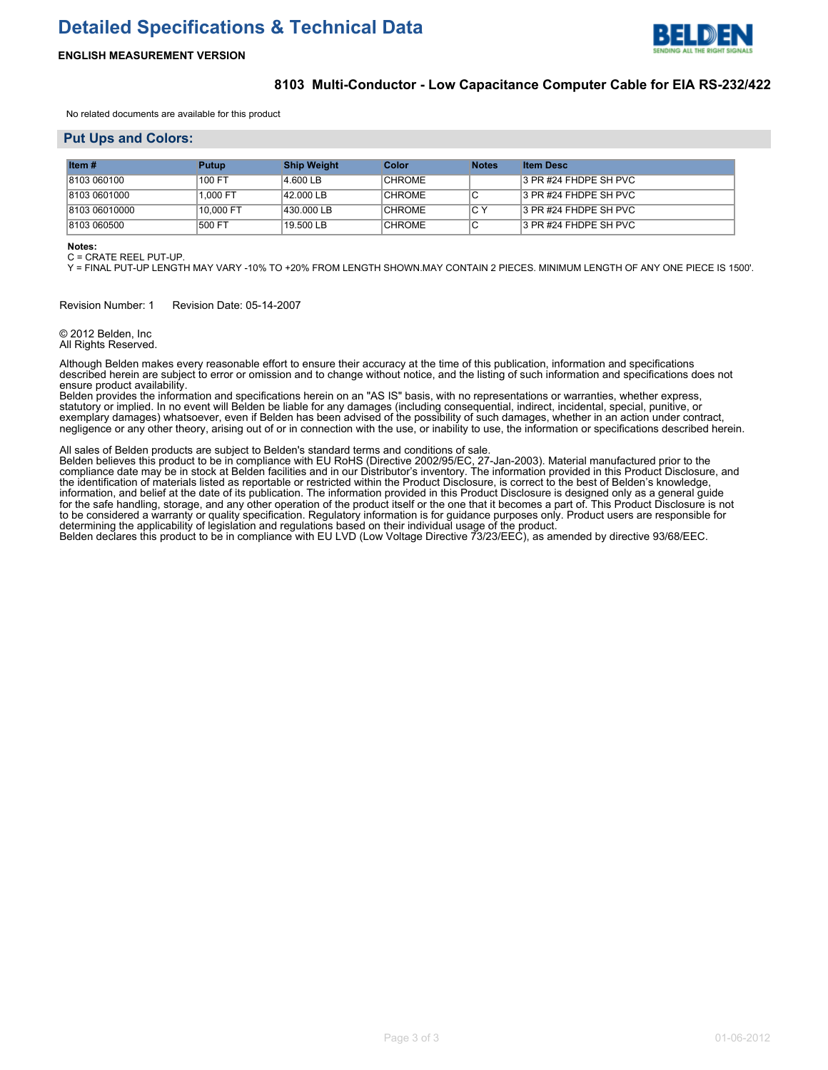# Detailed Specifications & Technical Data

**ENGLISH MEASUREMENT VERSION**

**8103 Multi-Conductor - Low Capacitance Computer Cable for EIA RS-232/422**

No related documents are available for this product

## Put Ups and Colors:

| Item # | Putup | Ship Weight | Color | Notes | Item Desc |
|---|---|---|---|---|---|
| 8103 060100 | 100 FT | 4.600 LB | CHROME | | 3 PR #24 FHDPE SH PVC |
| 8103 0601000 | 1,000 FT | 42.000 LB | CHROME | C | 3 PR #24 FHDPE SH PVC |
| 8103 06010000 | 10,000 FT | 430.000 LB | CHROME | C Y | 3 PR #24 FHDPE SH PVC |
| 8103 060500 | 500 FT | 19.500 LB | CHROME | C | 3 PR #24 FHDPE SH PVC |

**Notes:**
C = CRATE REEL PUT-UP.
Y = FINAL PUT-UP LENGTH MAY VARY -10% TO +20% FROM LENGTH SHOWN.MAY CONTAIN 2 PIECES. MINIMUM LENGTH OF ANY ONE PIECE IS 1500'.

Revision Number: 1 Revision Date: 05-14-2007

© 2012 Belden, Inc
All Rights Reserved.

Although Belden makes every reasonable effort to ensure their accuracy at the time of this publication, information and specifications described herein are subject to error or omission and to change without notice, and the listing of such information and specifications does not ensure product availability.
Belden provides the information and specifications herein on an "AS IS" basis, with no representations or warranties, whether express, statutory or implied. In no event will Belden be liable for any damages (including consequential, indirect, incidental, special, punitive, or exemplary damages) whatsoever, even if Belden has been advised of the possibility of such damages, whether in an action under contract, negligence or any other theory, arising out of or in connection with the use, or inability to use, the information or specifications described herein.

All sales of Belden products are subject to Belden's standard terms and conditions of sale.
Belden believes this product to be in compliance with EU RoHS (Directive 2002/95/EC, 27-Jan-2003). Material manufactured prior to the compliance date may be in stock at Belden facilities and in our Distributor's inventory. The information provided in this Product Disclosure, and the identification of materials listed as reportable or restricted within the Product Disclosure, is correct to the best of Belden's knowledge, information, and belief at the date of its publication. The information provided in this Product Disclosure is designed only as a general guide for the safe handling, storage, and any other operation of the product itself or the one that it becomes a part of. This Product Disclosure is not to be considered a warranty or quality specification. Regulatory information is for guidance purposes only. Product users are responsible for determining the applicability of legislation and regulations based on their individual usage of the product.
Belden declares this product to be in compliance with EU LVD (Low Voltage Directive 73/23/EEC), as amended by directive 93/68/EEC.